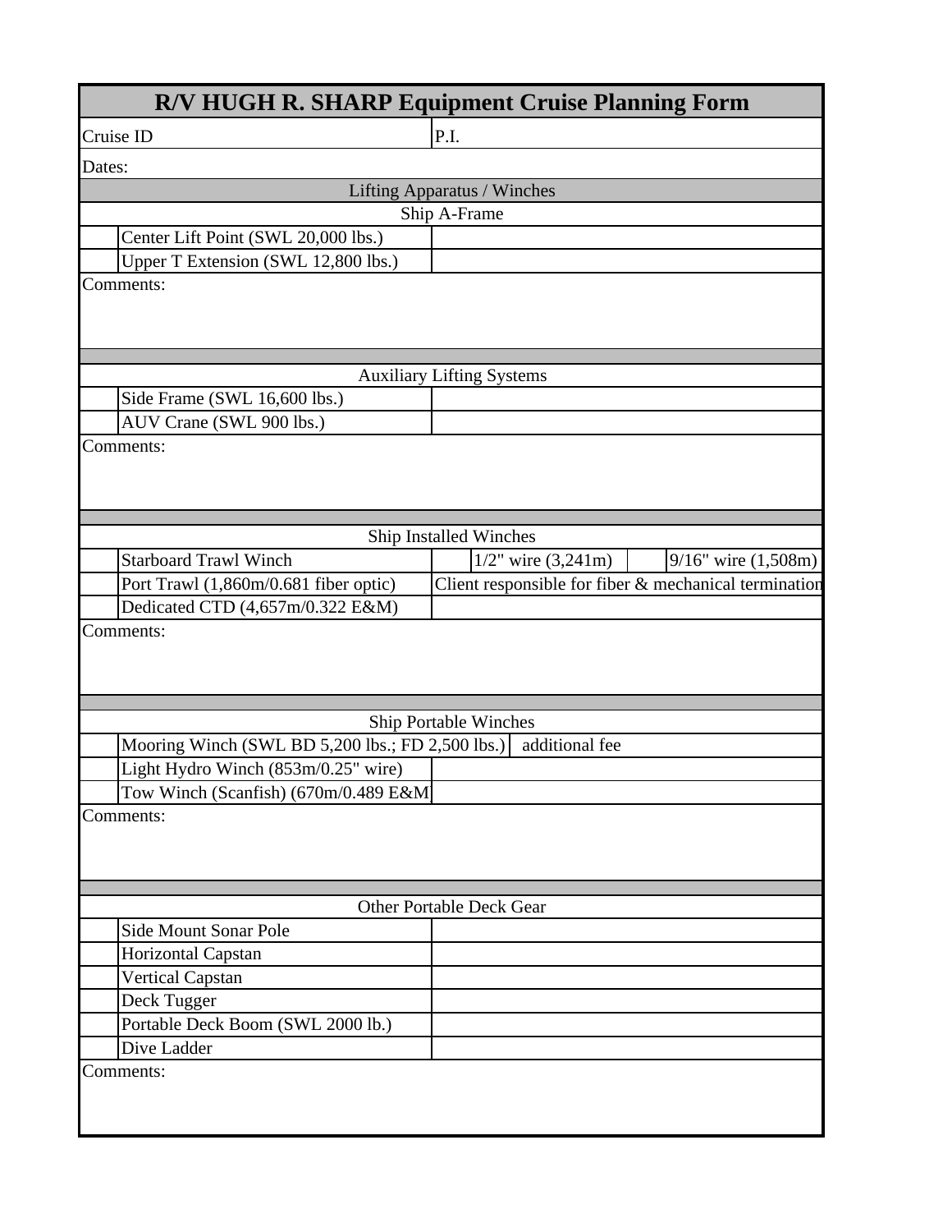# R/V HUGH R. SHARP Equipment Cruise Planning Form

| Cruise ID | P.I. |
|---|---|
| Dates: | |

## Lifting Apparatus / Winches

### Ship A-Frame

| | | |
|---|---|---|
| | Center Lift Point (SWL 20,000 lbs.) | |
| | Upper T Extension (SWL 12,800 lbs.) | |

Comments:

### Auxiliary Lifting Systems

| | | |
|---|---|---|
| | Side Frame (SWL 16,600 lbs.) | |
| | AUV Crane (SWL 900 lbs.) | |

Comments:

### Ship Installed Winches

| | | | | | |
|---|---|---|---|---|---|
| | Starboard Trawl Winch | | 1/2" wire (3,241m) | | 9/16" wire (1,508m) |
| | Port Trawl (1,860m/0.681 fiber optic) | Client responsible for fiber & mechanical termination | | | |
| | Dedicated CTD (4,657m/0.322 E&M) | | | | |

Comments:

### Ship Portable Winches

| | | |
|---|---|---|
| | Mooring Winch (SWL BD 5,200 lbs.; FD 2,500 lbs.) | additional fee |
| | Light Hydro Winch (853m/0.25" wire) | |
| | Tow Winch (Scanfish) (670m/0.489 E&M | |

Comments:

### Other Portable Deck Gear

| | | |
|---|---|---|
| | Side Mount Sonar Pole | |
| | Horizontal Capstan | |
| | Vertical Capstan | |
| | Deck Tugger | |
| | Portable Deck Boom (SWL 2000 lb.) | |
| | Dive Ladder | |

Comments: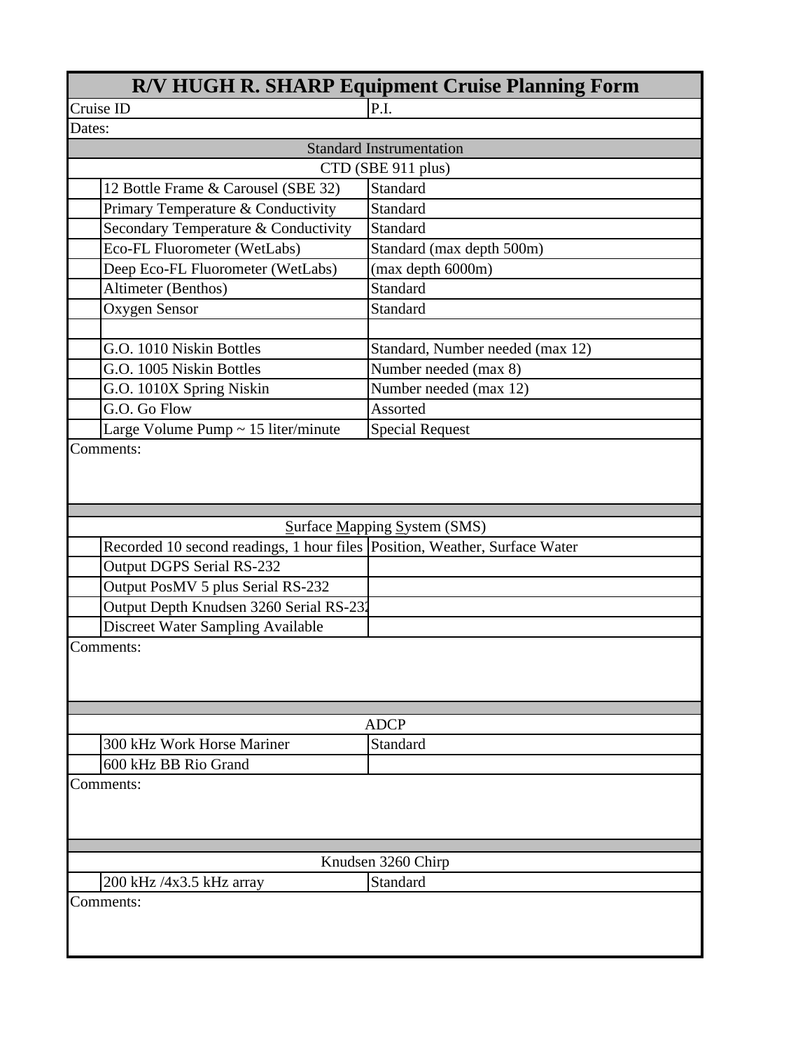# R/V HUGH R. SHARP Equipment Cruise Planning Form

| Cruise ID | P.I. |
|---|---|
| Dates: | |

## Standard Instrumentation

### CTD (SBE 911 plus)

| Item | Status |
|---|---|
| 12 Bottle Frame & Carousel (SBE 32) | Standard |
| Primary Temperature & Conductivity | Standard |
| Secondary Temperature & Conductivity | Standard |
| Eco-FL Fluorometer (WetLabs) | Standard (max depth 500m) |
| Deep Eco-FL Fluorometer (WetLabs) | (max depth 6000m) |
| Altimeter (Benthos) | Standard |
| Oxygen Sensor | Standard |
| | |
| G.O. 1010 Niskin Bottles | Standard, Number needed (max 12) |
| G.O. 1005 Niskin Bottles | Number needed (max 8) |
| G.O. 1010X Spring Niskin | Number needed (max 12) |
| G.O. Go Flow | Assorted |
| Large Volume Pump ~ 15 liter/minute | Special Request |

Comments:

### Surface Mapping System (SMS)

| Item | Status |
|---|---|
| Recorded 10 second readings, 1 hour files | Position, Weather, Surface Water |
| Output DGPS Serial RS-232 | |
| Output PosMV 5 plus Serial RS-232 | |
| Output Depth Knudsen 3260 Serial RS-232 | |
| Discreet Water Sampling Available | |

Comments:

### ADCP

| Item | Status |
|---|---|
| 300 kHz Work Horse Mariner | Standard |
| 600 kHz BB Rio Grand | |

Comments:

### Knudsen 3260 Chirp

| Item | Status |
|---|---|
| 200 kHz /4x3.5 kHz array | Standard |

Comments: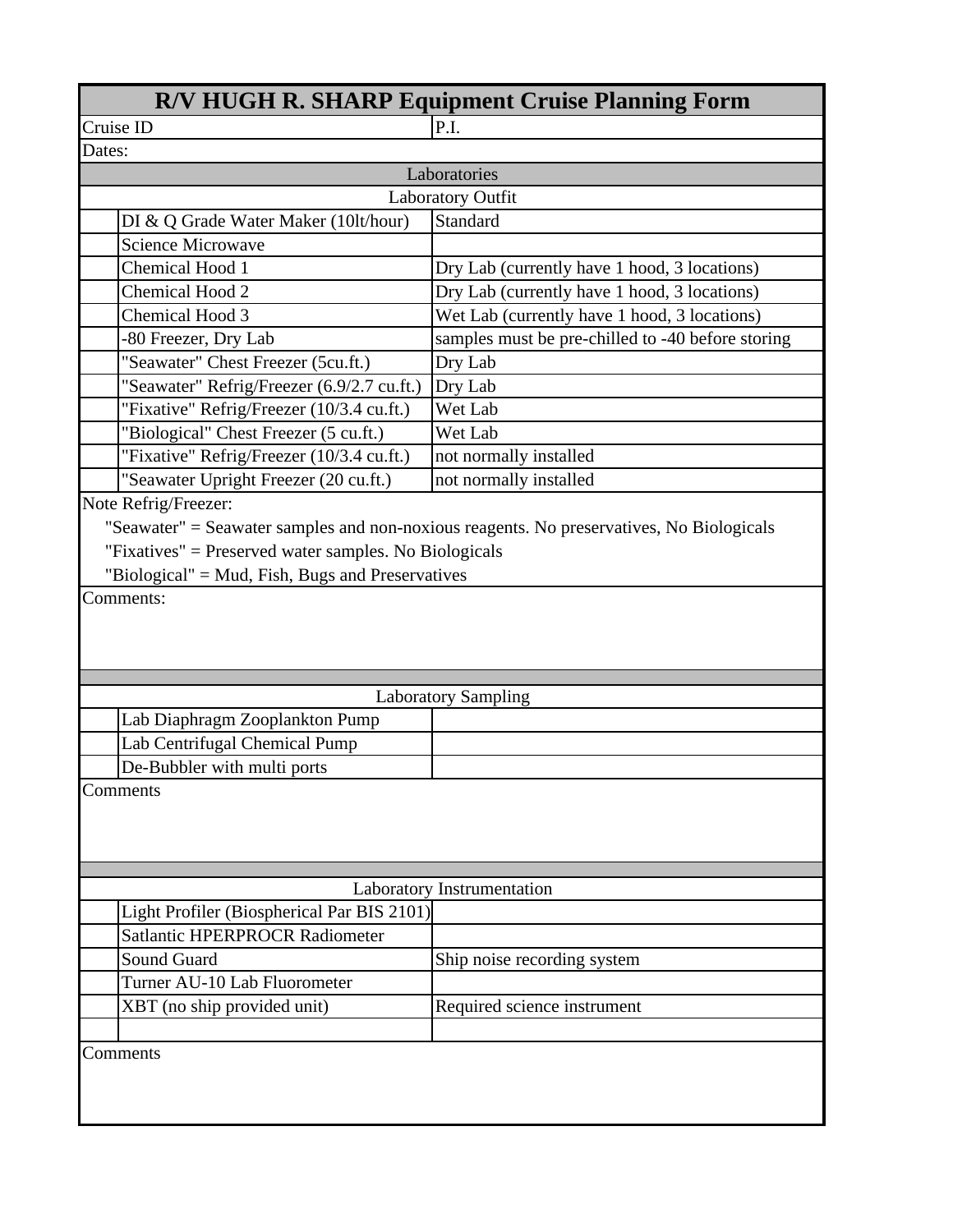# R/V HUGH R. SHARP Equipment Cruise Planning Form

| Cruise ID | P.I. |
|---|---|
| Dates: | |

## Laboratories

### Laboratory Outfit

| | Item | Notes |
|---|---|---|
| | DI & Q Grade Water Maker (10lt/hour) | Standard |
| | Science Microwave | |
| | Chemical Hood 1 | Dry Lab (currently have 1 hood, 3 locations) |
| | Chemical Hood 2 | Dry Lab (currently have 1 hood, 3 locations) |
| | Chemical Hood 3 | Wet Lab (currently have 1 hood, 3 locations) |
| | -80 Freezer, Dry Lab | samples must be pre-chilled to -40 before storing |
| | "Seawater" Chest Freezer (5cu.ft.) | Dry Lab |
| | "Seawater" Refrig/Freezer (6.9/2.7 cu.ft.) | Dry Lab |
| | "Fixative" Refrig/Freezer (10/3.4 cu.ft.) | Wet Lab |
| | "Biological" Chest Freezer (5 cu.ft.) | Wet Lab |
| | "Fixative" Refrig/Freezer (10/3.4 cu.ft.) | not normally installed |
| | "Seawater Upright Freezer (20 cu.ft.) | not normally installed |

Note Refrig/Freezer:

"Seawater" = Seawater samples and non-noxious reagents. No preservatives, No Biologicals

"Fixatives" = Preserved water samples. No Biologicals

"Biological" = Mud, Fish, Bugs and Preservatives

Comments:

### Laboratory Sampling

| | Item | Notes |
|---|---|---|
| | Lab Diaphragm Zooplankton Pump | |
| | Lab Centrifugal Chemical Pump | |
| | De-Bubbler with multi ports | |

Comments

### Laboratory Instrumentation

| | Item | Notes |
|---|---|---|
| | Light Profiler (Biospherical Par BIS 2101) | |
| | Satlantic HPERPROCR Radiometer | |
| | Sound Guard | Ship noise recording system |
| | Turner AU-10 Lab Fluorometer | |
| | XBT (no ship provided unit) | Required science instrument |
| | | |

Comments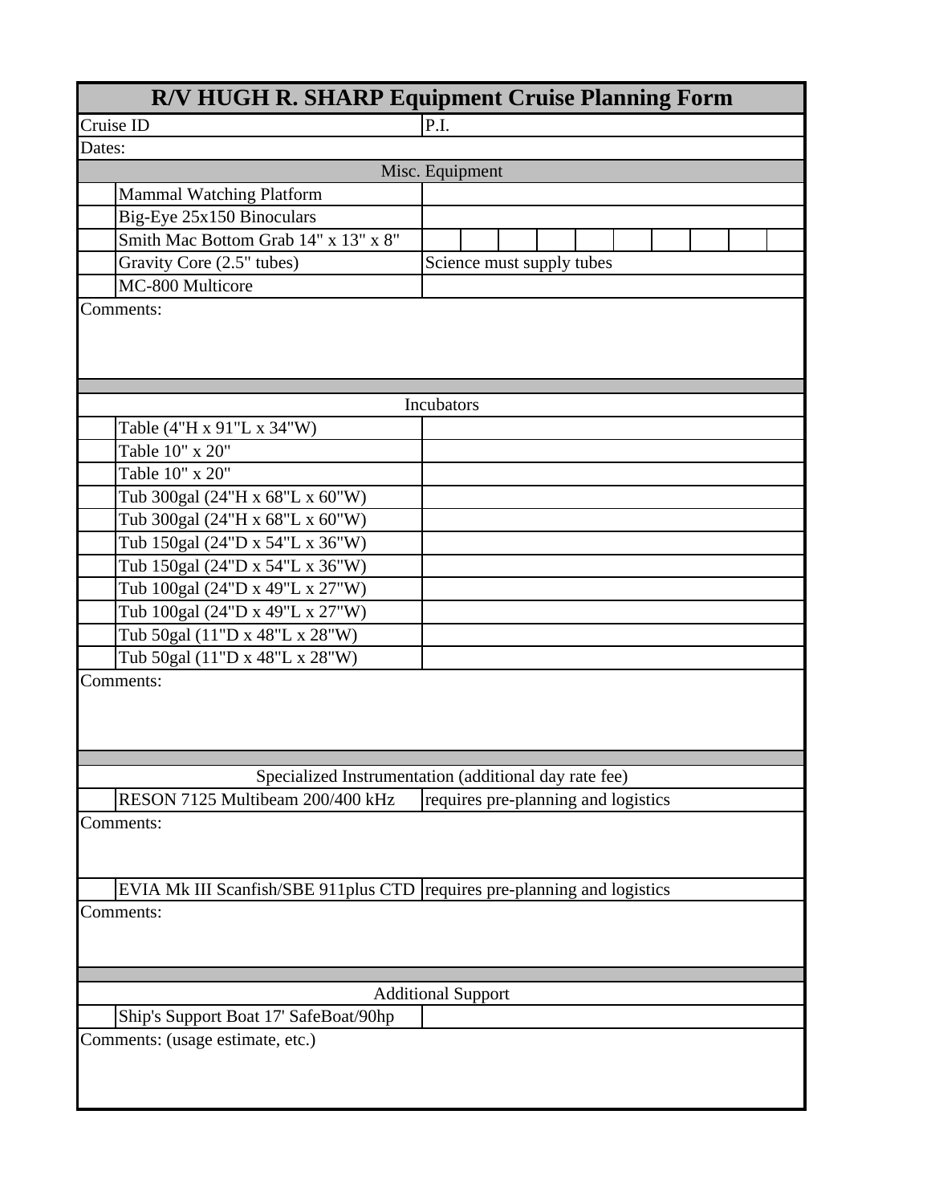# R/V HUGH R. SHARP Equipment Cruise Planning Form

| Cruise ID | P.I. |
|---|---|
| Dates: | |

## Misc. Equipment

| | Item | |
|---|---|---|
| | Mammal Watching Platform | |
| | Big-Eye 25x150 Binoculars | |
| | Smith Mac Bottom Grab 14" x 13" x 8" | |
| | Gravity Core (2.5" tubes) | Science must supply tubes |
| | MC-800 Multicore | |

Comments:

## Incubators

| | Item | |
|---|---|---|
| | Table (4"H x 91"L x 34"W) | |
| | Table 10" x 20" | |
| | Table 10" x 20" | |
| | Tub 300gal (24"H x 68"L x 60"W) | |
| | Tub 300gal (24"H x 68"L x 60"W) | |
| | Tub 150gal (24"D x 54"L x 36"W) | |
| | Tub 150gal (24"D x 54"L x 36"W) | |
| | Tub 100gal (24"D x 49"L x 27"W) | |
| | Tub 100gal (24"D x 49"L x 27"W) | |
| | Tub 50gal (11"D x 48"L x 28"W) | |
| | Tub 50gal (11"D x 48"L x 28"W) | |

Comments:

## Specialized Instrumentation (additional day rate fee)

| | Item | |
|---|---|---|
| | RESON 7125 Multibeam 200/400 kHz | requires pre-planning and logistics |

Comments:

| | Item | |
|---|---|---|
| | EVIA Mk III Scanfish/SBE 911plus CTD | requires pre-planning and logistics |

Comments:

## Additional Support

| | Item | |
|---|---|---|
| | Ship's Support Boat 17' SafeBoat/90hp | |

Comments: (usage estimate, etc.)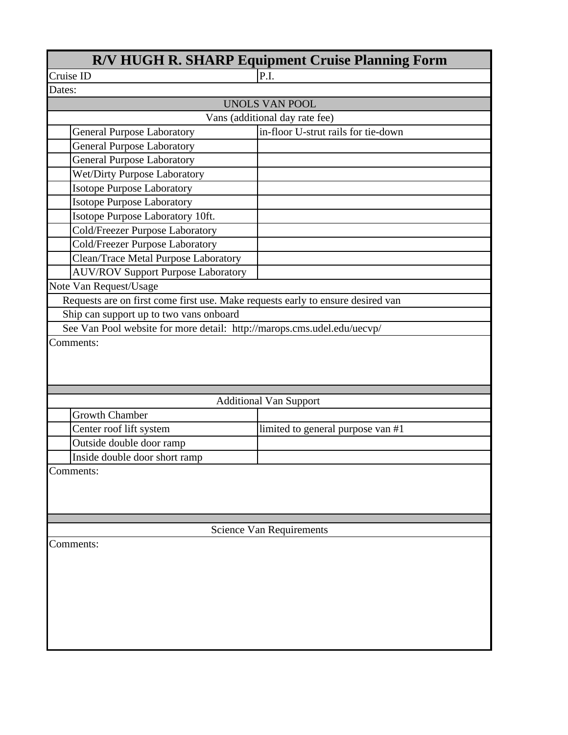# R/V HUGH R. SHARP Equipment Cruise Planning Form

| Cruise ID | P.I. |
|---|---|
| Dates: | |

## UNOLS VAN POOL

### Vans (additional day rate fee)

| | | |
|---|---|---|
| | General Purpose Laboratory | in-floor U-strut rails for tie-down |
| | General Purpose Laboratory | |
| | General Purpose Laboratory | |
| | Wet/Dirty Purpose Laboratory | |
| | Isotope Purpose Laboratory | |
| | Isotope Purpose Laboratory | |
| | Isotope Purpose Laboratory 10ft. | |
| | Cold/Freezer Purpose Laboratory | |
| | Cold/Freezer Purpose Laboratory | |
| | Clean/Trace Metal Purpose Laboratory | |
| | AUV/ROV Support Purpose Laboratory | |

Note Van Request/Usage

- Requests are on first come first use. Make requests early to ensure desired van
- Ship can support up to two vans onboard
- See Van Pool website for more detail: http://marops.cms.udel.edu/uecvp/

Comments:

### Additional Van Support

| | | |
|---|---|---|
| | Growth Chamber | |
| | Center roof lift system | limited to general purpose van #1 |
| | Outside double door ramp | |
| | Inside double door short ramp | |

Comments:

### Science Van Requirements

Comments: